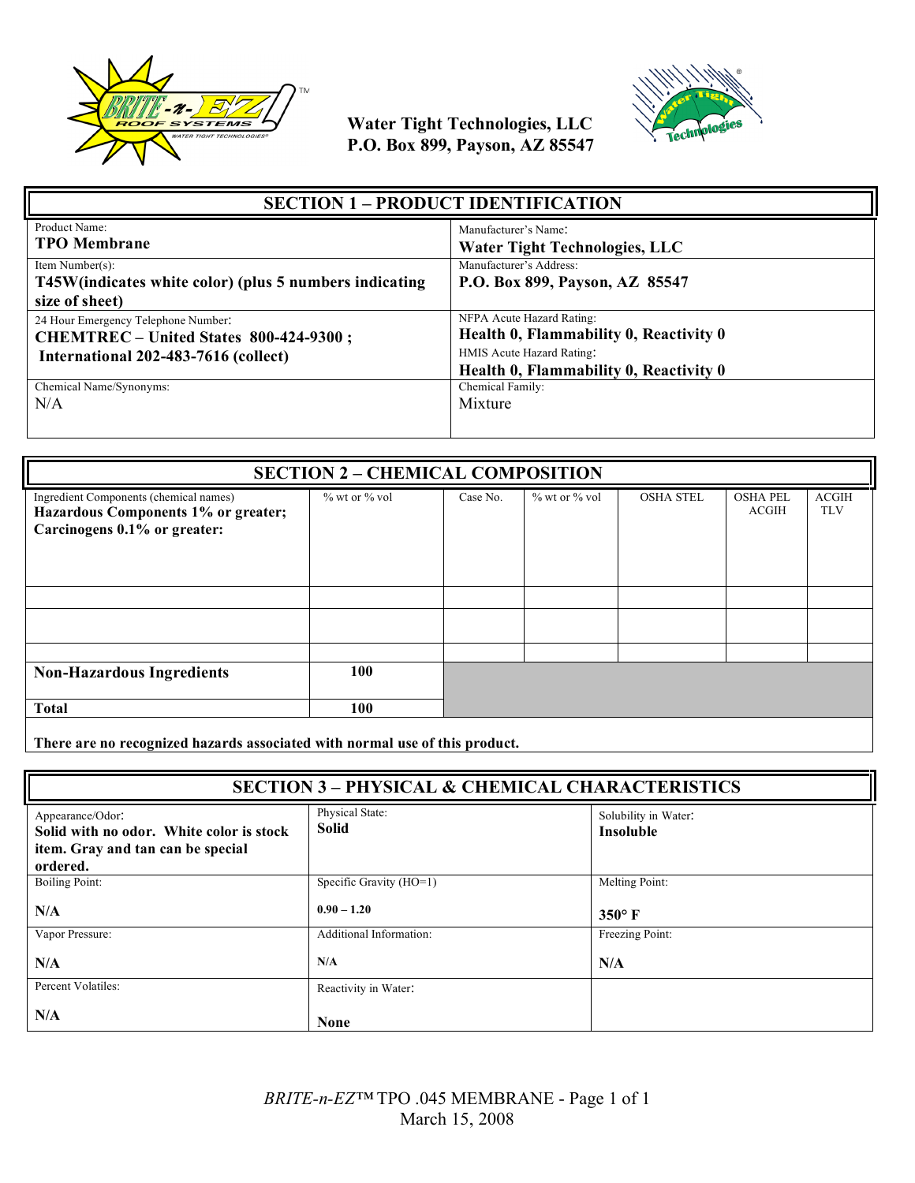**Water Tight Technologies, LLC**
**P.O. Box 899, Payson, AZ 85547**

## SECTION 1 – PRODUCT IDENTIFICATION

| | |
|---|---|
| Product Name:<br>**TPO Membrane** | Manufacturer's Name:<br>**Water Tight Technologies, LLC** |
| Item Number(s):<br>**T45W(indicates white color) (plus 5 numbers indicating size of sheet)** | Manufacturer's Address:<br>**P.O. Box 899, Payson, AZ 85547** |
| 24 Hour Emergency Telephone Number:<br>**CHEMTREC – United States 800-424-9300 ;**<br>**International 202-483-7616 (collect)** | NFPA Acute Hazard Rating:<br>**Health 0, Flammability 0, Reactivity 0**<br>HMIS Acute Hazard Rating:<br>**Health 0, Flammability 0, Reactivity 0** |
| Chemical Name/Synonyms:<br>N/A | Chemical Family:<br>Mixture |

## SECTION 2 – CHEMICAL COMPOSITION

| Ingredient Components (chemical names)<br>**Hazardous Components 1% or greater; Carcinogens 0.1% or greater:** | % wt or % vol | Case No. | % wt or % vol | OSHA STEL | OSHA PEL ACGIH | ACGIH TLV |
|---|---|---|---|---|---|---|
| | | | | | | |
| | | | | | | |
| | | | | | | |
| **Non-Hazardous Ingredients** | **100** | | | | | |
| **Total** | **100** | | | | | |

**There are no recognized hazards associated with normal use of this product.**

## SECTION 3 – PHYSICAL & CHEMICAL CHARACTERISTICS

| | | |
|---|---|---|
| Appearance/Odor:<br>**Solid with no odor. White color is stock item. Gray and tan can be special ordered.** | Physical State:<br>**Solid** | Solubility in Water:<br>**Insoluble** |
| Boiling Point:<br>**N/A** | Specific Gravity (HO=1)<br>**0.90 – 1.20** | Melting Point:<br>**350° F** |
| Vapor Pressure:<br>**N/A** | Additional Information:<br>**N/A** | Freezing Point:<br>**N/A** |
| Percent Volatiles:<br>**N/A** | Reactivity in Water:<br>**None** | |

*BRITE-n-EZ*™ TPO .045 MEMBRANE
March 15, 2008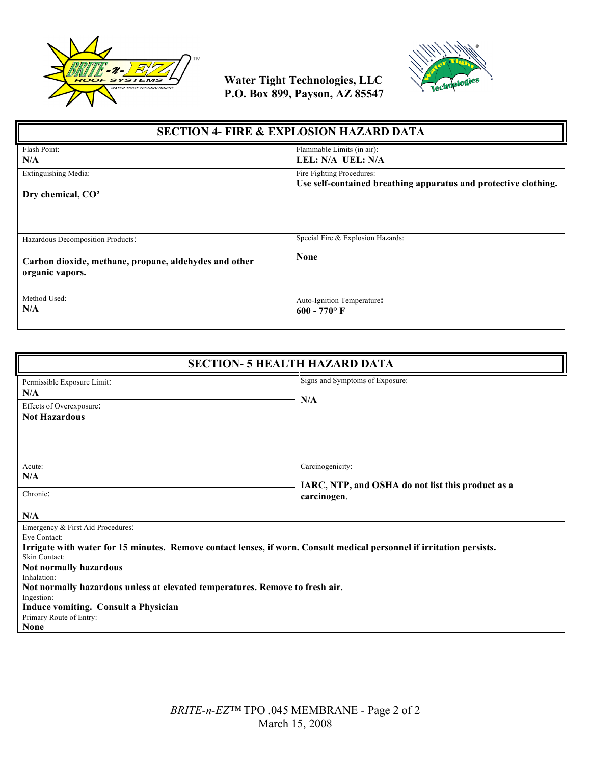Water Tight Technologies, LLC
P.O. Box 899, Payson, AZ 85547

## SECTION 4- FIRE & EXPLOSION HAZARD DATA

| Flash Point: **N/A** | Flammable Limits (in air): **LEL: N/A UEL: N/A** |
|---|---|
| Extinguishing Media: **Dry chemical, CO²** | Fire Fighting Procedures: **Use self-contained breathing apparatus and protective clothing.** |
| Hazardous Decomposition Products: **Carbon dioxide, methane, propane, aldehydes and other organic vapors.** | Special Fire & Explosion Hazards: **None** |
| Method Used: **N/A** | Auto-Ignition Temperature: **600 - 770° F** |

## SECTION- 5 HEALTH HAZARD DATA

| Permissible Exposure Limit: **N/A**<br>Effects of Overexposure: **Not Hazardous** | Signs and Symptoms of Exposure: **N/A** |
|---|---|
| Acute: **N/A**<br>Chronic: **N/A** | Carcinogenicity: **IARC, NTP, and OSHA do not list this product as a carcinogen.** |

Emergency & First Aid Procedures:

Eye Contact:
**Irrigate with water for 15 minutes. Remove contact lenses, if worn. Consult medical personnel if irritation persists.**

Skin Contact:
**Not normally hazardous**

Inhalation:
**Not normally hazardous unless at elevated temperatures. Remove to fresh air.**

Ingestion:
**Induce vomiting. Consult a Physician**

Primary Route of Entry:
**None**

*BRITE-n-EZ*™ TPO .045 MEMBRANE
March 15, 2008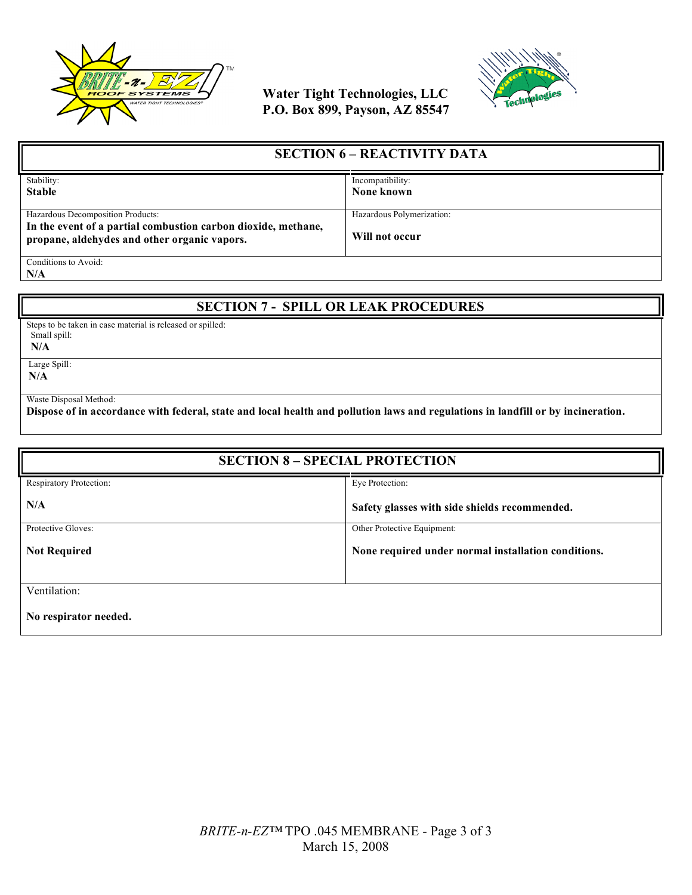Water Tight Technologies, LLC
P.O. Box 899, Payson, AZ 85547

## SECTION 6 – REACTIVITY DATA

| Stability: | Incompatibility: |
|---|---|
| **Stable** | **None known** |
| Hazardous Decomposition Products: **In the event of a partial combustion carbon dioxide, methane, propane, aldehydes and other organic vapors.** | Hazardous Polymerization: **Will not occur** |

Conditions to Avoid:
**N/A**

## SECTION 7 - SPILL OR LEAK PROCEDURES

Steps to be taken in case material is released or spilled:

Small spill:
**N/A**

Large Spill:
**N/A**

Waste Disposal Method:
**Dispose of in accordance with federal, state and local health and pollution laws and regulations in landfill or by incineration.**

## SECTION 8 – SPECIAL PROTECTION

| Respiratory Protection: | Eye Protection: |
|---|---|
| **N/A** | **Safety glasses with side shields recommended.** |
| Protective Gloves: **Not Required** | Other Protective Equipment: **None required under normal installation conditions.** |

Ventilation:

**No respirator needed.**

*BRITE-n-EZ*™ TPO .045 MEMBRANE
March 15, 2008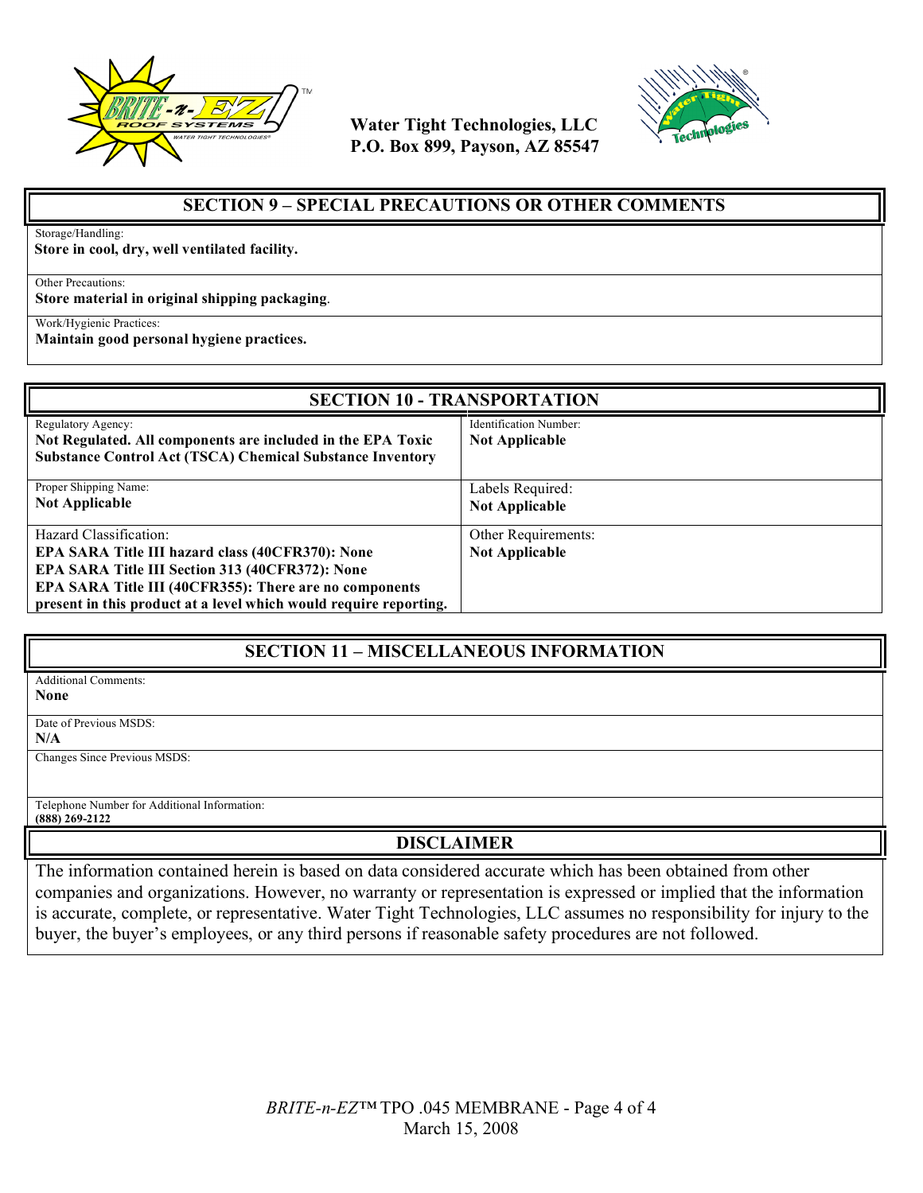Water Tight Technologies, LLC
P.O. Box 899, Payson, AZ 85547

## SECTION 9 – SPECIAL PRECAUTIONS OR OTHER COMMENTS

Storage/Handling:
**Store in cool, dry, well ventilated facility.**

Other Precautions:
**Store material in original shipping packaging**.

Work/Hygienic Practices:
**Maintain good personal hygiene practices.**

## SECTION 10 - TRANSPORTATION

| | |
|---|---|
| Regulatory Agency:<br>**Not Regulated. All components are included in the EPA Toxic Substance Control Act (TSCA) Chemical Substance Inventory** | Identification Number:<br>**Not Applicable** |
| Proper Shipping Name:<br>**Not Applicable** | Labels Required:<br>**Not Applicable** |
| Hazard Classification:<br>**EPA SARA Title III hazard class (40CFR370): None**<br>**EPA SARA Title III Section 313 (40CFR372): None**<br>**EPA SARA Title III (40CFR355): There are no components present in this product at a level which would require reporting.** | Other Requirements:<br>**Not Applicable** |

## SECTION 11 – MISCELLANEOUS INFORMATION

Additional Comments:
**None**

Date of Previous MSDS:
**N/A**

Changes Since Previous MSDS:

Telephone Number for Additional Information:
**(888) 269-2122**

## DISCLAIMER

The information contained herein is based on data considered accurate which has been obtained from other companies and organizations. However, no warranty or representation is expressed or implied that the information is accurate, complete, or representative. Water Tight Technologies, LLC assumes no responsibility for injury to the buyer, the buyer's employees, or any third persons if reasonable safety procedures are not followed.